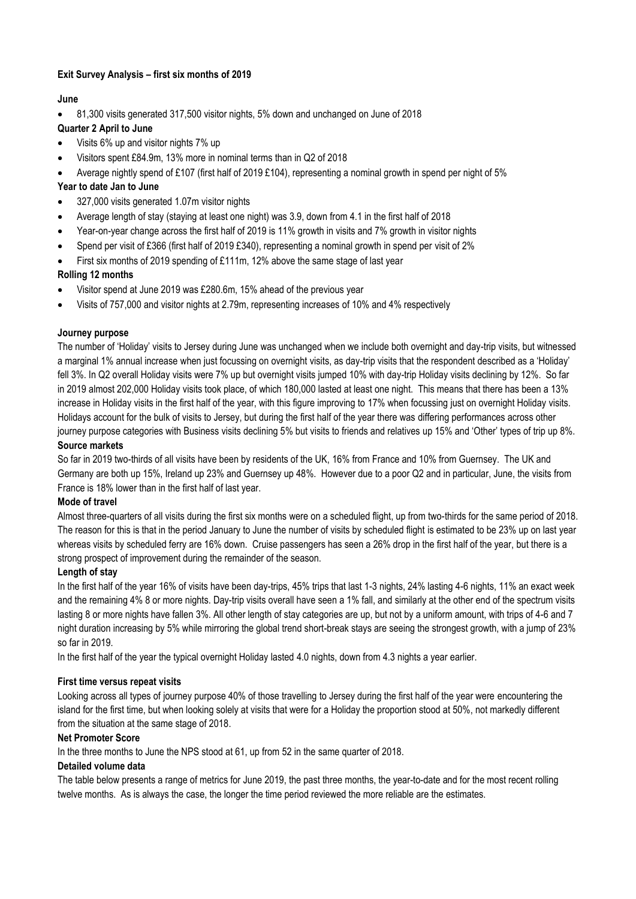**Exit Survey Analysis – first six months of 2019**

**June**

- 81,300 visits generated 317,500 visitor nights, 5% down and unchanged on June of 2018

**Quarter 2 April to June**

- Visits 6% up and visitor nights 7% up
- Visitors spent £84.9m, 13% more in nominal terms than in Q2 of 2018
- Average nightly spend of £107 (first half of 2019 £104), representing a nominal growth in spend per night of 5%

**Year to date Jan to June**

- 327,000 visits generated 1.07m visitor nights
- Average length of stay (staying at least one night) was 3.9, down from 4.1 in the first half of 2018
- Year-on-year change across the first half of 2019 is 11% growth in visits and 7% growth in visitor nights
- Spend per visit of £366 (first half of 2019 £340), representing a nominal growth in spend per visit of 2%
- First six months of 2019 spending of £111m, 12% above the same stage of last year

**Rolling 12 months**

- Visitor spend at June 2019 was £280.6m, 15% ahead of the previous year
- Visits of 757,000 and visitor nights at 2.79m, representing increases of 10% and 4% respectively

**Journey purpose**

The number of 'Holiday' visits to Jersey during June was unchanged when we include both overnight and day-trip visits, but witnessed a marginal 1% annual increase when just focussing on overnight visits, as day-trip visits that the respondent described as a 'Holiday' fell 3%. In Q2 overall Holiday visits were 7% up but overnight visits jumped 10% with day-trip Holiday visits declining by 12%. So far in 2019 almost 202,000 Holiday visits took place, of which 180,000 lasted at least one night. This means that there has been a 13% increase in Holiday visits in the first half of the year, with this figure improving to 17% when focussing just on overnight Holiday visits. Holidays account for the bulk of visits to Jersey, but during the first half of the year there was differing performances across other journey purpose categories with Business visits declining 5% but visits to friends and relatives up 15% and 'Other' types of trip up 8%.

**Source markets**

So far in 2019 two-thirds of all visits have been by residents of the UK, 16% from France and 10% from Guernsey. The UK and Germany are both up 15%, Ireland up 23% and Guernsey up 48%. However due to a poor Q2 and in particular, June, the visits from France is 18% lower than in the first half of last year.

**Mode of travel**

Almost three-quarters of all visits during the first six months were on a scheduled flight, up from two-thirds for the same period of 2018. The reason for this is that in the period January to June the number of visits by scheduled flight is estimated to be 23% up on last year whereas visits by scheduled ferry are 16% down. Cruise passengers has seen a 26% drop in the first half of the year, but there is a strong prospect of improvement during the remainder of the season.

**Length of stay**

In the first half of the year 16% of visits have been day-trips, 45% trips that last 1-3 nights, 24% lasting 4-6 nights, 11% an exact week and the remaining 4% 8 or more nights. Day-trip visits overall have seen a 1% fall, and similarly at the other end of the spectrum visits lasting 8 or more nights have fallen 3%. All other length of stay categories are up, but not by a uniform amount, with trips of 4-6 and 7 night duration increasing by 5% while mirroring the global trend short-break stays are seeing the strongest growth, with a jump of 23% so far in 2019.

In the first half of the year the typical overnight Holiday lasted 4.0 nights, down from 4.3 nights a year earlier.

**First time versus repeat visits**

Looking across all types of journey purpose 40% of those travelling to Jersey during the first half of the year were encountering the island for the first time, but when looking solely at visits that were for a Holiday the proportion stood at 50%, not markedly different from the situation at the same stage of 2018.

**Net Promoter Score**

In the three months to June the NPS stood at 61, up from 52 in the same quarter of 2018.

**Detailed volume data**

The table below presents a range of metrics for June 2019, the past three months, the year-to-date and for the most recent rolling twelve months. As is always the case, the longer the time period reviewed the more reliable are the estimates.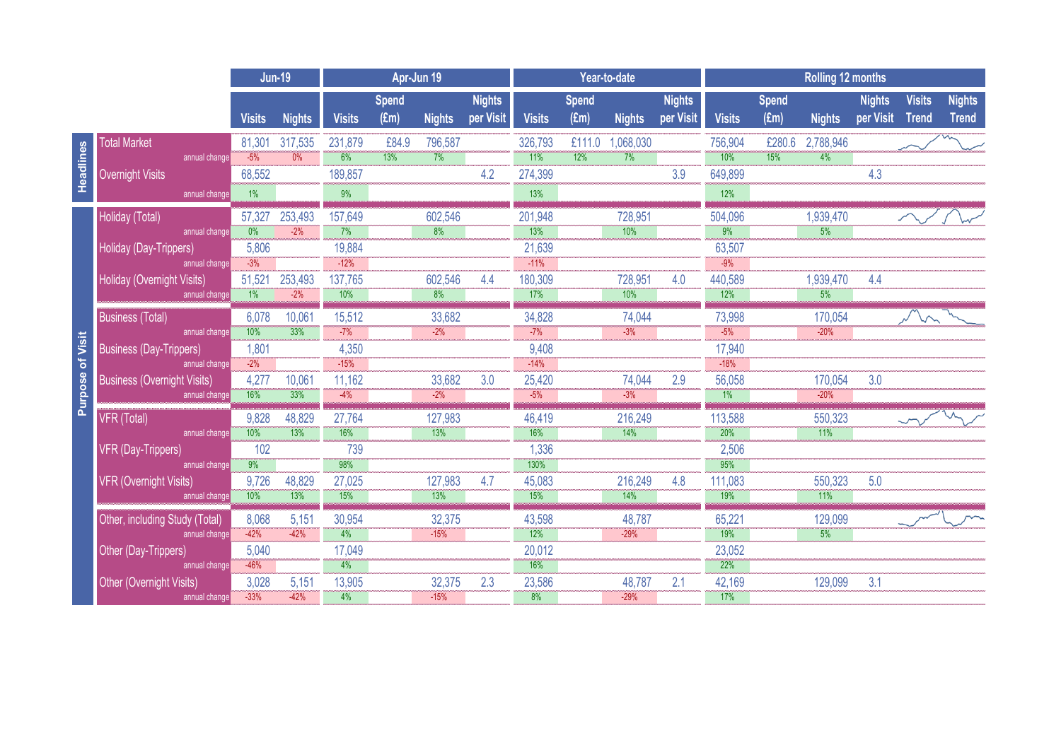| | | Jun-19 | | Apr-Jun 19 | | | | Year-to-date | | | | Rolling 12 months | | | | | |
|---|---|---|---|---|---|---|---|---|---|---|---|---|---|---|---|---|---|
| | | Visits | Nights | Visits | Spend (£m) | Nights | Nights per Visit | Visits | Spend (£m) | Nights | Nights per Visit | Visits | Spend (£m) | Nights | Nights per Visit | Visits Trend | Nights Trend |
| Headlines | Total Market | 81,301 | 317,535 | 231,879 | £84.9 | 796,587 | | 326,793 | £111.0 | 1,068,030 | | 756,904 | £280.6 | 2,788,946 | | | |
| | annual change | -5% | 0% | 6% | 13% | 7% | | 11% | 12% | 7% | | 10% | 15% | 4% | | | |
| | Overnight Visits | 68,552 | | 189,857 | | | 4.2 | 274,399 | | | 3.9 | 649,899 | | | 4.3 | | |
| | annual change | 1% | | 9% | | | | 13% | | | | 12% | | | | | |
| Purpose of Visit | Holiday (Total) | 57,327 | 253,493 | 157,649 | | 602,546 | | 201,948 | | 728,951 | | 504,096 | | 1,939,470 | | | |
| | annual change | 0% | -2% | 7% | | 8% | | 13% | | 10% | | 9% | | 5% | | | |
| | Holiday (Day-Trippers) | 5,806 | | 19,884 | | | | 21,639 | | | | 63,507 | | | | | |
| | annual change | -3% | | -12% | | | | -11% | | | | -9% | | | | | |
| | Holiday (Overnight Visits) | 51,521 | 253,493 | 137,765 | | 602,546 | 4.4 | 180,309 | | 728,951 | 4.0 | 440,589 | | 1,939,470 | 4.4 | | |
| | annual change | 1% | -2% | 10% | | 8% | | 17% | | 10% | | 12% | | 5% | | | |
| | Business (Total) | 6,078 | 10,061 | 15,512 | | 33,682 | | 34,828 | | 74,044 | | 73,998 | | 170,054 | | | |
| | annual change | 10% | 33% | -7% | | -2% | | -7% | | -3% | | -5% | | -20% | | | |
| | Business (Day-Trippers) | 1,801 | | 4,350 | | | | 9,408 | | | | 17,940 | | | | | |
| | annual change | -2% | | -15% | | | | -14% | | | | -18% | | | | | |
| | Business (Overnight Visits) | 4,277 | 10,061 | 11,162 | | 33,682 | 3.0 | 25,420 | | 74,044 | 2.9 | 56,058 | | 170,054 | 3.0 | | |
| | annual change | 16% | 33% | -4% | | -2% | | -5% | | -3% | | 1% | | -20% | | | |
| | VFR (Total) | 9,828 | 48,829 | 27,764 | | 127,983 | | 46,419 | | 216,249 | | 113,588 | | 550,323 | | | |
| | annual change | 10% | 13% | 16% | | 13% | | 16% | | 14% | | 20% | | 11% | | | |
| | VFR (Day-Trippers) | 102 | | 739 | | | | 1,336 | | | | 2,506 | | | | | |
| | annual change | 9% | | 98% | | | | 130% | | | | 95% | | | | | |
| | VFR (Overnight Visits) | 9,726 | 48,829 | 27,025 | | 127,983 | 4.7 | 45,083 | | 216,249 | 4.8 | 111,083 | | 550,323 | 5.0 | | |
| | annual change | 10% | 13% | 15% | | 13% | | 15% | | 14% | | 19% | | 11% | | | |
| | Other, including Study (Total) | 8,068 | 5,151 | 30,954 | | 32,375 | | 43,598 | | 48,787 | | 65,221 | | 129,099 | | | |
| | annual change | -42% | -42% | 4% | | -15% | | 12% | | -29% | | 19% | | 5% | | | |
| | Other (Day-Trippers) | 5,040 | | 17,049 | | | | 20,012 | | | | 23,052 | | | | | |
| | annual change | -46% | | 4% | | | | 16% | | | | 22% | | | | | |
| | Other (Overnight Visits) | 3,028 | 5,151 | 13,905 | | 32,375 | 2.3 | 23,586 | | 48,787 | 2.1 | 42,169 | | 129,099 | 3.1 | | |
| | annual change | -33% | -42% | 4% | | -15% | | 8% | | -29% | | 17% | | | | | |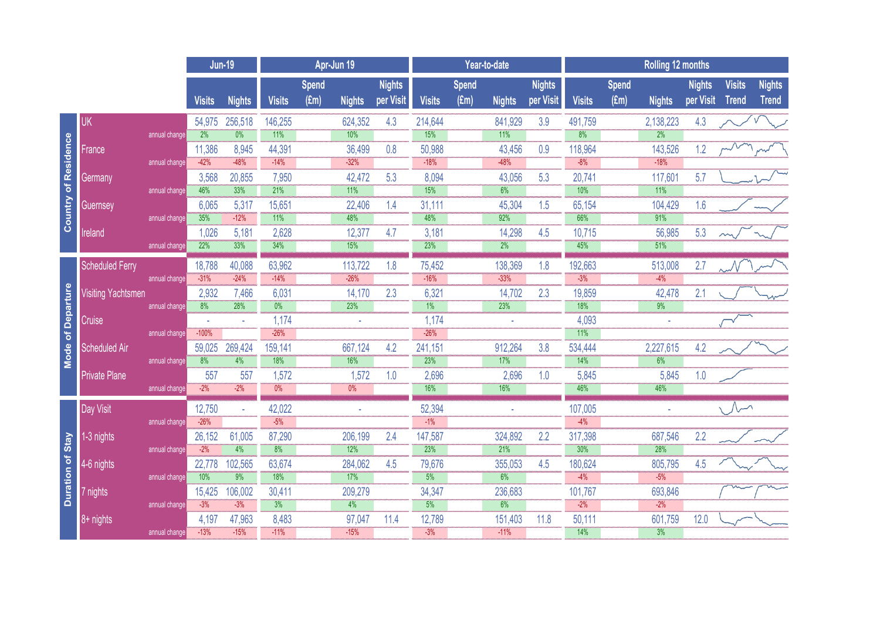| | | Jun-19 | | Apr-Jun 19 | | | | Year-to-date | | | | Rolling 12 months | | | | Visits Trend | Nights Trend |
|---|---|---|---|---|---|---|---|---|---|---|---|---|---|---|---|---|---|
| | | Visits | Nights | Visits | Spend (£m) | Nights | Nights per Visit | Visits | Spend (£m) | Nights | Nights per Visit | Visits | Spend (£m) | Nights | Nights per Visit | | |
| **Country of Residence** | UK | 54,975 | 256,518 | 146,255 | | 624,352 | 4.3 | 214,644 | | 841,929 | 3.9 | 491,759 | | 2,138,223 | 4.3 | | |
| | annual change | 2% | 0% | 11% | | 10% | | 15% | | 11% | | 8% | | 2% | | | |
| | France | 11,386 | 8,945 | 44,391 | | 36,499 | 0.8 | 50,988 | | 43,456 | 0.9 | 118,964 | | 143,526 | 1.2 | | |
| | annual change | -42% | -48% | -14% | | -32% | | -18% | | -48% | | -8% | | -18% | | | |
| | Germany | 3,568 | 20,855 | 7,950 | | 42,472 | 5.3 | 8,094 | | 43,056 | 5.3 | 20,741 | | 117,601 | 5.7 | | |
| | annual change | 46% | 33% | 21% | | 11% | | 15% | | 6% | | 10% | | 11% | | | |
| | Guernsey | 6,065 | 5,317 | 15,651 | | 22,406 | 1.4 | 31,111 | | 45,304 | 1.5 | 65,154 | | 104,429 | 1.6 | | |
| | annual change | 35% | -12% | 11% | | 48% | | 48% | | 92% | | 66% | | 91% | | | |
| | Ireland | 1,026 | 5,181 | 2,628 | | 12,377 | 4.7 | 3,181 | | 14,298 | 4.5 | 10,715 | | 56,985 | 5.3 | | |
| | annual change | 22% | 33% | 34% | | 15% | | 23% | | 2% | | 45% | | 51% | | | |
| **Mode of Departure** | Scheduled Ferry | 18,788 | 40,088 | 63,962 | | 113,722 | 1.8 | 75,452 | | 138,369 | 1.8 | 192,663 | | 513,008 | 2.7 | | |
| | annual change | -31% | -24% | -14% | | -26% | | -16% | | -33% | | -3% | | -4% | | | |
| | Visiting Yachtsmen | 2,932 | 7,466 | 6,031 | | 14,170 | 2.3 | 6,321 | | 14,702 | 2.3 | 19,859 | | 42,478 | 2.1 | | |
| | annual change | 8% | 28% | 0% | | 23% | | 1% | | 23% | | 18% | | 9% | | | |
| | Cruise | - | - | 1,174 | | - | | 1,174 | | - | | 4,093 | | - | | | |
| | annual change | -100% | | -26% | | | | -26% | | | | 11% | | | | | |
| | Scheduled Air | 59,025 | 269,424 | 159,141 | | 667,124 | 4.2 | 241,151 | | 912,264 | 3.8 | 534,444 | | 2,227,615 | 4.2 | | |
| | annual change | 8% | 4% | 18% | | 16% | | 23% | | 17% | | 14% | | 6% | | | |
| | Private Plane | 557 | 557 | 1,572 | | 1,572 | 1.0 | 2,696 | | 2,696 | 1.0 | 5,845 | | 5,845 | 1.0 | | |
| | annual change | -2% | -2% | 0% | | 0% | | 16% | | 16% | | 46% | | 46% | | | |
| **Duration of Stay** | Day Visit | 12,750 | - | 42,022 | | - | | 52,394 | | - | | 107,005 | | - | | | |
| | annual change | -26% | | -5% | | | | -1% | | | | -4% | | | | | |
| | 1-3 nights | 26,152 | 61,005 | 87,290 | | 206,199 | 2.4 | 147,587 | | 324,892 | 2.2 | 317,398 | | 687,546 | 2.2 | | |
| | annual change | -2% | 4% | 8% | | 12% | | 23% | | 21% | | 30% | | 28% | | | |
| | 4-6 nights | 22,778 | 102,565 | 63,674 | | 284,062 | 4.5 | 79,676 | | 355,053 | 4.5 | 180,624 | | 805,795 | 4.5 | | |
| | annual change | 10% | 9% | 18% | | 17% | | 5% | | 6% | | -4% | | -5% | | | |
| | 7 nights | 15,425 | 106,002 | 30,411 | | 209,279 | | 34,347 | | 236,683 | | 101,767 | | 693,846 | | | |
| | annual change | -3% | -3% | 3% | | 4% | | 5% | | 6% | | -2% | | -2% | | | |
| | 8+ nights | 4,197 | 47,963 | 8,483 | | 97,047 | 11.4 | 12,789 | | 151,403 | 11.8 | 50,111 | | 601,759 | 12.0 | | |
| | annual change | -13% | -15% | -11% | | -15% | | -3% | | -11% | | 14% | | 3% | | | |